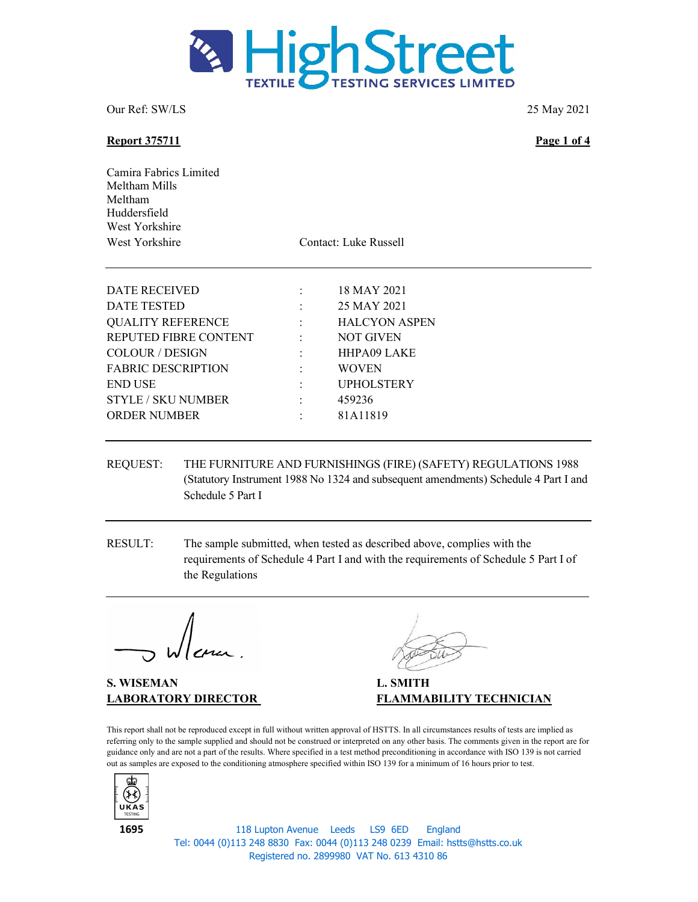HighStreet TEXTILE TESTING SERVICES LIMITED

Our Ref: SW/LS

25 May 2021

**Report 375711**

Camira Fabrics Limited
Meltham Mills
Meltham
Huddersfield
West Yorkshire
West Yorkshire

Contact: Luke Russell

| | | |
|---|---|---|
| DATE RECEIVED | : | 18 MAY 2021 |
| DATE TESTED | : | 25 MAY 2021 |
| QUALITY REFERENCE | : | HALCYON ASPEN |
| REPUTED FIBRE CONTENT | : | NOT GIVEN |
| COLOUR / DESIGN | : | HHPA09 LAKE |
| FABRIC DESCRIPTION | : | WOVEN |
| END USE | : | UPHOLSTERY |
| STYLE / SKU NUMBER | : | 459236 |
| ORDER NUMBER | : | 81A11819 |

REQUEST: THE FURNITURE AND FURNISHINGS (FIRE) (SAFETY) REGULATIONS 1988 (Statutory Instrument 1988 No 1324 and subsequent amendments) Schedule 4 Part I and Schedule 5 Part I

RESULT: The sample submitted, when tested as described above, complies with the requirements of Schedule 4 Part I and with the requirements of Schedule 5 Part I of the Regulations

**S. WISEMAN**
**LABORATORY DIRECTOR**

**L. SMITH**
**FLAMMABILITY TECHNICIAN**

This report shall not be reproduced except in full without written approval of HSTTS. In all circumstances results of tests are implied as referring only to the sample supplied and should not be construed or interpreted on any other basis. The comments given in the report are for guidance only and are not a part of the results. Where specified in a test method preconditioning in accordance with ISO 139 is not carried out as samples are exposed to the conditioning atmosphere specified within ISO 139 for a minimum of 16 hours prior to test.

UKAS TESTING 1695

118 Lupton Avenue Leeds LS9 6ED England
Tel: 0044 (0)113 248 8830 Fax: 0044 (0)113 248 0239 Email: hstts@hstts.co.uk
Registered no. 2899980 VAT No. 613 4310 86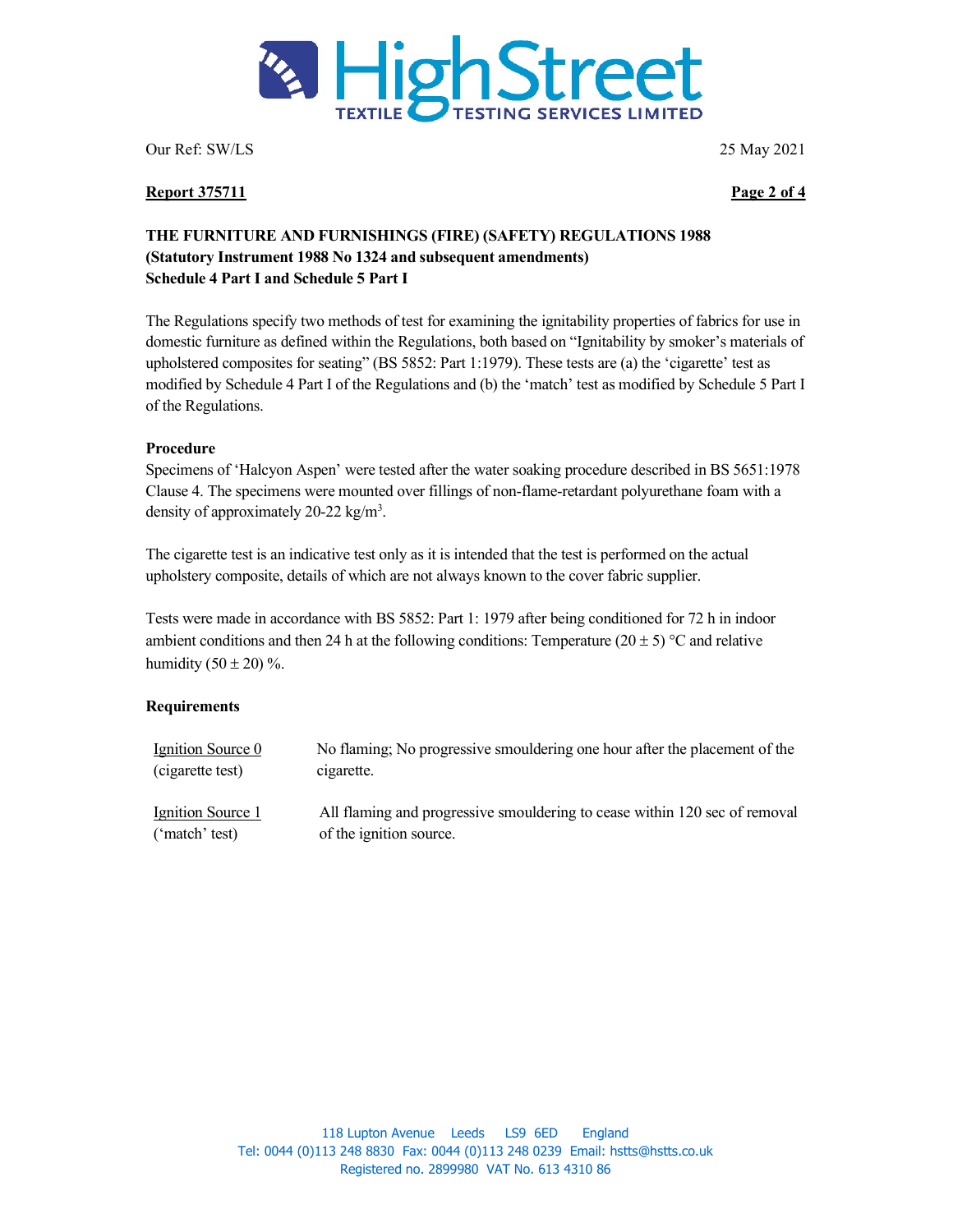Our Ref: SW/LS 25 May 2021

**Report 375711**

**THE FURNITURE AND FURNISHINGS (FIRE) (SAFETY) REGULATIONS 1988**
**(Statutory Instrument 1988 No 1324 and subsequent amendments)**
**Schedule 4 Part I and Schedule 5 Part I**

The Regulations specify two methods of test for examining the ignitability properties of fabrics for use in domestic furniture as defined within the Regulations, both based on "Ignitability by smoker's materials of upholstered composites for seating" (BS 5852: Part 1:1979). These tests are (a) the 'cigarette' test as modified by Schedule 4 Part I of the Regulations and (b) the 'match' test as modified by Schedule 5 Part I of the Regulations.

**Procedure**

Specimens of 'Halcyon Aspen' were tested after the water soaking procedure described in BS 5651:1978 Clause 4. The specimens were mounted over fillings of non-flame-retardant polyurethane foam with a density of approximately 20-22 kg/m$^3$.

The cigarette test is an indicative test only as it is intended that the test is performed on the actual upholstery composite, details of which are not always known to the cover fabric supplier.

Tests were made in accordance with BS 5852: Part 1: 1979 after being conditioned for 72 h in indoor ambient conditions and then 24 h at the following conditions: Temperature $(20 \pm 5)$ °C and relative humidity $(50 \pm 20)$ %.

**Requirements**

| | |
|---|---|
| Ignition Source 0 (cigarette test) | No flaming; No progressive smouldering one hour after the placement of the cigarette. |
| Ignition Source 1 ('match' test) | All flaming and progressive smouldering to cease within 120 sec of removal of the ignition source. |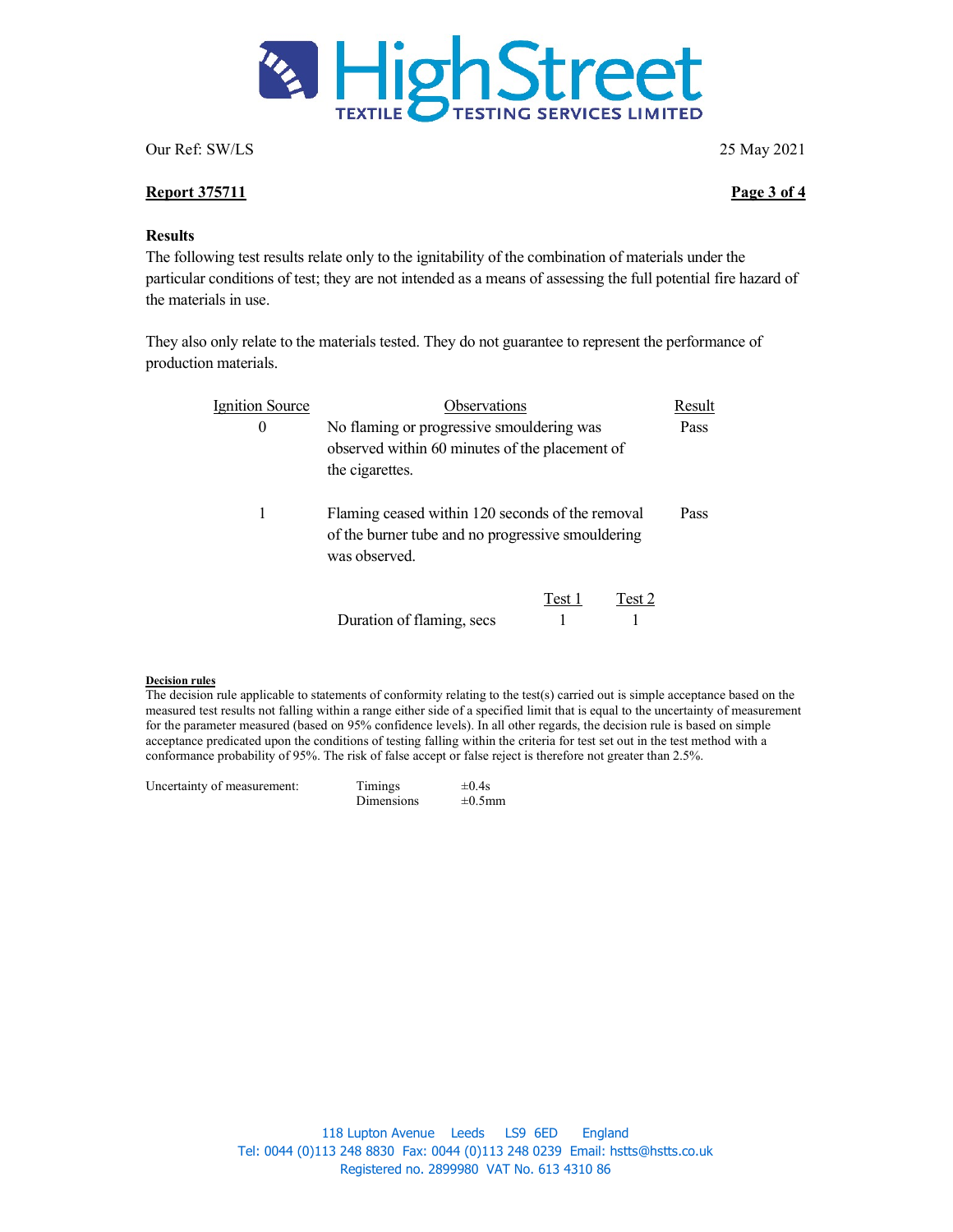Our Ref: SW/LS

25 May 2021

**Report 375711**

**Results**

The following test results relate only to the ignitability of the combination of materials under the particular conditions of test; they are not intended as a means of assessing the full potential fire hazard of the materials in use.

They also only relate to the materials tested. They do not guarantee to represent the performance of production materials.

| Ignition Source | Observations | Result |
|---|---|---|
| 0 | No flaming or progressive smouldering was observed within 60 minutes of the placement of the cigarettes. | Pass |
| 1 | Flaming ceased within 120 seconds of the removal of the burner tube and no progressive smouldering was observed. | Pass |

| | Test 1 | Test 2 |
|---|---|---|
| Duration of flaming, secs | 1 | 1 |

**Decision rules**

The decision rule applicable to statements of conformity relating to the test(s) carried out is simple acceptance based on the measured test results not falling within a range either side of a specified limit that is equal to the uncertainty of measurement for the parameter measured (based on 95% confidence levels). In all other regards, the decision rule is based on simple acceptance predicated upon the conditions of testing falling within the criteria for test set out in the test method with a conformance probability of 95%. The risk of false accept or false reject is therefore not greater than 2.5%.

| Uncertainty of measurement: | | |
|---|---|---|
| | Timings | ±0.4s |
| | Dimensions | ±0.5mm |

118 Lupton Avenue Leeds LS9 6ED England
Tel: 0044 (0)113 248 8830 Fax: 0044 (0)113 248 0239 Email: hstts@hstts.co.uk
Registered no. 2899980 VAT No. 613 4310 86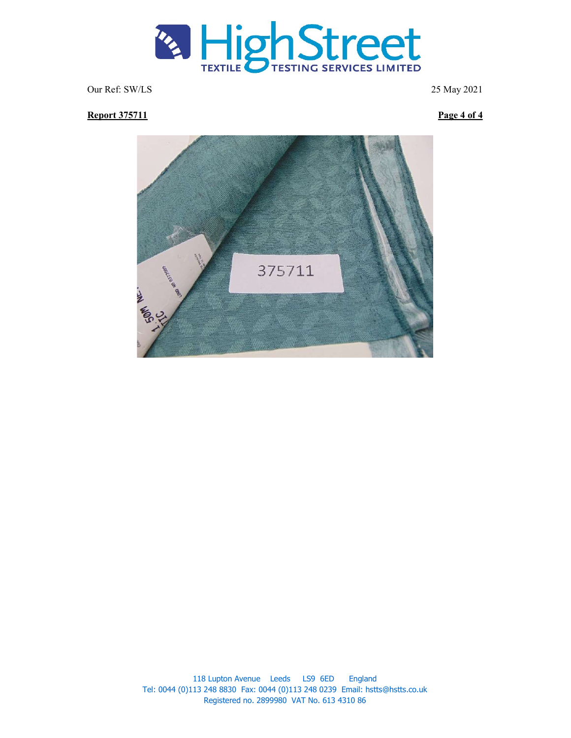Our Ref: SW/LS

25 May 2021

**Report 375711**